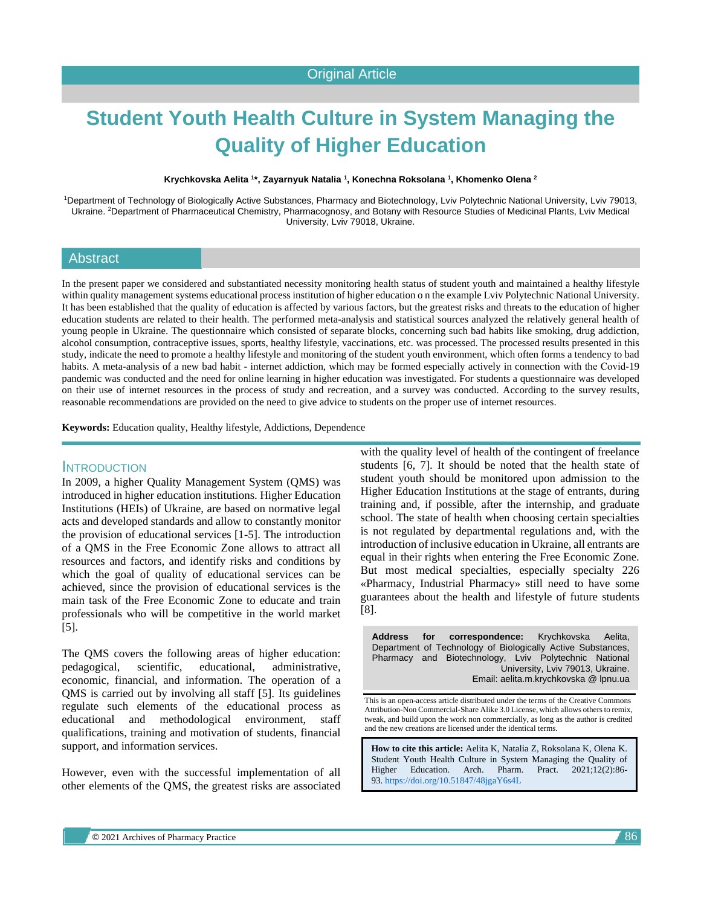Original Article

# Student Youth Health Culture in System Managing the Quality of Higher Education

**Krychkovska Aelita [1]*, Zayarnyuk Natalia [1], Konechna Roksolana [1], Khomenko Olena [2]**

[1]Department of Technology of Biologically Active Substances, Pharmacy and Biotechnology, Lviv Polytechnic National University, Lviv 79013, Ukraine. [2]Department of Pharmaceutical Chemistry, Pharmacognosy, and Botany with Resource Studies of Medicinal Plants, Lviv Medical University, Lviv 79018, Ukraine.

## Abstract

In the present paper we considered and substantiated necessity monitoring health status of student youth and maintained a healthy lifestyle within quality management systems educational process institution of higher education o n the example Lviv Polytechnic National University. It has been established that the quality of education is affected by various factors, but the greatest risks and threats to the education of higher education students are related to their health. The performed meta-analysis and statistical sources analyzed the relatively general health of young people in Ukraine. The questionnaire which consisted of separate blocks, concerning such bad habits like smoking, drug addiction, alcohol consumption, contraceptive issues, sports, healthy lifestyle, vaccinations, etc. was processed. The processed results presented in this study, indicate the need to promote a healthy lifestyle and monitoring of the student youth environment, which often forms a tendency to bad habits. A meta-analysis of a new bad habit - internet addiction, which may be formed especially actively in connection with the Covid-19 pandemic was conducted and the need for online learning in higher education was investigated. For students a questionnaire was developed on their use of internet resources in the process of study and recreation, and a survey was conducted. According to the survey results, reasonable recommendations are provided on the need to give advice to students on the proper use of internet resources.

**Keywords:** Education quality, Healthy lifestyle, Addictions, Dependence

## INTRODUCTION

In 2009, a higher Quality Management System (QMS) was introduced in higher education institutions. Higher Education Institutions (HEIs) of Ukraine, are based on normative legal acts and developed standards and allow to constantly monitor the provision of educational services [1-5]. The introduction of a QMS in the Free Economic Zone allows to attract all resources and factors, and identify risks and conditions by which the goal of quality of educational services can be achieved, since the provision of educational services is the main task of the Free Economic Zone to educate and train professionals who will be competitive in the world market [5].

The QMS covers the following areas of higher education: pedagogical, scientific, educational, administrative, economic, financial, and information. The operation of a QMS is carried out by involving all staff [5]. Its guidelines regulate such elements of the educational process as educational and methodological environment, staff qualifications, training and motivation of students, financial support, and information services.

However, even with the successful implementation of all other elements of the QMS, the greatest risks are associated with the quality level of health of the contingent of freelance students [6, 7]. It should be noted that the health state of student youth should be monitored upon admission to the Higher Education Institutions at the stage of entrants, during training and, if possible, after the internship, and graduate school. The state of health when choosing certain specialties is not regulated by departmental regulations and, with the introduction of inclusive education in Ukraine, all entrants are equal in their rights when entering the Free Economic Zone. But most medical specialties, especially specialty 226 «Pharmacy, Industrial Pharmacy» still need to have some guarantees about the health and lifestyle of future students [8].

**Address for correspondence:** Krychkovska Aelita, Department of Technology of Biologically Active Substances, Pharmacy and Biotechnology, Lviv Polytechnic National University, Lviv 79013, Ukraine.
Email: aelita.m.krychkovska @ lpnu.ua

This is an open-access article distributed under the terms of the Creative Commons Attribution-Non Commercial-Share Alike 3.0 License, which allows others to remix, tweak, and build upon the work non commercially, as long as the author is credited and the new creations are licensed under the identical terms.

**How to cite this article:** Aelita K, Natalia Z, Roksolana K, Olena K. Student Youth Health Culture in System Managing the Quality of Higher Education. Arch. Pharm. Pract. 2021;12(2):86-93. https://doi.org/10.51847/48jgaY6s4L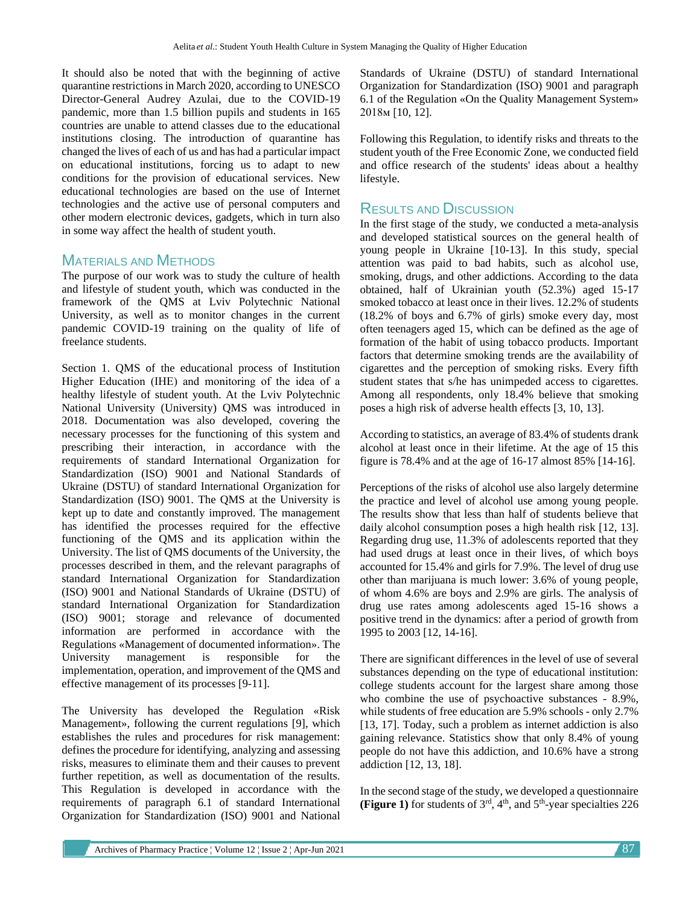It should also be noted that with the beginning of active quarantine restrictions in March 2020, according to UNESCO Director-General Audrey Azulai, due to the COVID-19 pandemic, more than 1.5 billion pupils and students in 165 countries are unable to attend classes due to the educational institutions closing. The introduction of quarantine has changed the lives of each of us and has had a particular impact on educational institutions, forcing us to adapt to new conditions for the provision of educational services. New educational technologies are based on the use of Internet technologies and the active use of personal computers and other modern electronic devices, gadgets, which in turn also in some way affect the health of student youth.

## Materials and Methods

The purpose of our work was to study the culture of health and lifestyle of student youth, which was conducted in the framework of the QMS at Lviv Polytechnic National University, as well as to monitor changes in the current pandemic COVID-19 training on the quality of life of freelance students.

Section 1. QMS of the educational process of Institution Higher Education (IHE) and monitoring of the idea of a healthy lifestyle of student youth. At the Lviv Polytechnic National University (University) QMS was introduced in 2018. Documentation was also developed, covering the necessary processes for the functioning of this system and prescribing their interaction, in accordance with the requirements of standard International Organization for Standardization (ISO) 9001 and National Standards of Ukraine (DSTU) of standard International Organization for Standardization (ISO) 9001. The QMS at the University is kept up to date and constantly improved. The management has identified the processes required for the effective functioning of the QMS and its application within the University. The list of QMS documents of the University, the processes described in them, and the relevant paragraphs of standard International Organization for Standardization (ISO) 9001 and National Standards of Ukraine (DSTU) of standard International Organization for Standardization (ISO) 9001; storage and relevance of documented information are performed in accordance with the Regulations «Management of documented information». The University management is responsible for the implementation, operation, and improvement of the QMS and effective management of its processes [9-11].

The University has developed the Regulation «Risk Management», following the current regulations [9], which establishes the rules and procedures for risk management: defines the procedure for identifying, analyzing and assessing risks, measures to eliminate them and their causes to prevent further repetition, as well as documentation of the results. This Regulation is developed in accordance with the requirements of paragraph 6.1 of standard International Organization for Standardization (ISO) 9001 and National Standards of Ukraine (DSTU) of standard International Organization for Standardization (ISO) 9001 and paragraph 6.1 of the Regulation «On the Quality Management System» 2018м [10, 12].

Following this Regulation, to identify risks and threats to the student youth of the Free Economic Zone, we conducted field and office research of the students' ideas about a healthy lifestyle.

## Results and Discussion

In the first stage of the study, we conducted a meta-analysis and developed statistical sources on the general health of young people in Ukraine [10-13]. In this study, special attention was paid to bad habits, such as alcohol use, smoking, drugs, and other addictions. According to the data obtained, half of Ukrainian youth (52.3%) aged 15-17 smoked tobacco at least once in their lives. 12.2% of students (18.2% of boys and 6.7% of girls) smoke every day, most often teenagers aged 15, which can be defined as the age of formation of the habit of using tobacco products. Important factors that determine smoking trends are the availability of cigarettes and the perception of smoking risks. Every fifth student states that s/he has unimpeded access to cigarettes. Among all respondents, only 18.4% believe that smoking poses a high risk of adverse health effects [3, 10, 13].

According to statistics, an average of 83.4% of students drank alcohol at least once in their lifetime. At the age of 15 this figure is 78.4% and at the age of 16-17 almost 85% [14-16].

Perceptions of the risks of alcohol use also largely determine the practice and level of alcohol use among young people. The results show that less than half of students believe that daily alcohol consumption poses a high health risk [12, 13]. Regarding drug use, 11.3% of adolescents reported that they had used drugs at least once in their lives, of which boys accounted for 15.4% and girls for 7.9%. The level of drug use other than marijuana is much lower: 3.6% of young people, of whom 4.6% are boys and 2.9% are girls. The analysis of drug use rates among adolescents aged 15-16 shows a positive trend in the dynamics: after a period of growth from 1995 to 2003 [12, 14-16].

There are significant differences in the level of use of several substances depending on the type of educational institution: college students account for the largest share among those who combine the use of psychoactive substances - 8.9%, while students of free education are 5.9% schools - only 2.7% [13, 17]. Today, such a problem as internet addiction is also gaining relevance. Statistics show that only 8.4% of young people do not have this addiction, and 10.6% have a strong addiction [12, 13, 18].

In the second stage of the study, we developed a questionnaire **(Figure 1)** for students of 3rd, 4th, and 5th-year specialties 226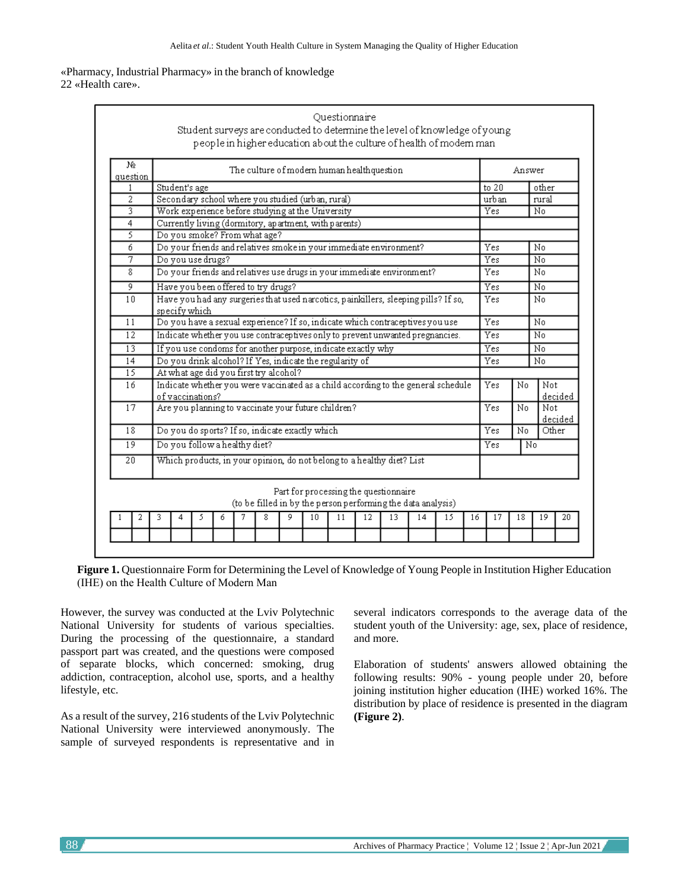«Pharmacy, Industrial Pharmacy» in the branch of knowledge 22 «Health care».

Questionnaire

Student surveys are conducted to determine the level of knowledge of young people in higher education about the culture of health of modern man

| № question | The culture of modern human health question | Answer | | |
|---|---|---|---|---|
| 1 | Student's age | to 20 | other | |
| 2 | Secondary school where you studied (urban, rural) | urban | rural | |
| 3 | Work experience before studying at the University | Yes | No | |
| 4 | Currently living (dormitory, apartment, with parents) | | | |
| 5 | Do you smoke? From what age? | | | |
| 6 | Do your friends and relatives smoke in your immediate environment? | Yes | No | |
| 7 | Do you use drugs? | Yes | No | |
| 8 | Do your friends and relatives use drugs in your immediate environment? | Yes | No | |
| 9 | Have you been offered to try drugs? | Yes | No | |
| 10 | Have you had any surgeries that used narcotics, painkillers, sleeping pills? If so, specify which | Yes | No | |
| 11 | Do you have a sexual experience? If so, indicate which contraceptives you use | Yes | No | |
| 12 | Indicate whether you use contraceptives only to prevent unwanted pregnancies. | Yes | No | |
| 13 | If you use condoms for another purpose, indicate exactly why | Yes | No | |
| 14 | Do you drink alcohol? If Yes, indicate the regularity of | Yes | No | |
| 15 | At what age did you first try alcohol? | | | |
| 16 | Indicate whether you were vaccinated as a child according to the general schedule of vaccinations? | Yes | No | Not decided |
| 17 | Are you planning to vaccinate your future children? | Yes | No | Not decided |
| 18 | Do you do sports? If so, indicate exactly which | Yes | No | Other |
| 19 | Do you follow a healthy diet? | Yes | No | |
| 20 | Which products, in your opinion, do not belong to a healthy diet? List | | | |

Part for processing the questionnaire
(to be filled in by the person performing the data analysis)

| 1 | 2 | 3 | 4 | 5 | 6 | 7 | 8 | 9 | 10 | 11 | 12 | 13 | 14 | 15 | 16 | 17 | 18 | 19 | 20 |
|---|---|---|---|---|---|---|---|---|---|---|---|---|---|---|---|---|---|---|---|
| | | | | | | | | | | | | | | | | | | | |

**Figure 1.** Questionnaire Form for Determining the Level of Knowledge of Young People in Institution Higher Education (IHE) on the Health Culture of Modern Man

However, the survey was conducted at the Lviv Polytechnic National University for students of various specialties. During the processing of the questionnaire, a standard passport part was created, and the questions were composed of separate blocks, which concerned: smoking, drug addiction, contraception, alcohol use, sports, and a healthy lifestyle, etc.

As a result of the survey, 216 students of the Lviv Polytechnic National University were interviewed anonymously. The sample of surveyed respondents is representative and in several indicators corresponds to the average data of the student youth of the University: age, sex, place of residence, and more.

Elaboration of students' answers allowed obtaining the following results: 90% - young people under 20, before joining institution higher education (IHE) worked 16%. The distribution by place of residence is presented in the diagram **(Figure 2)**.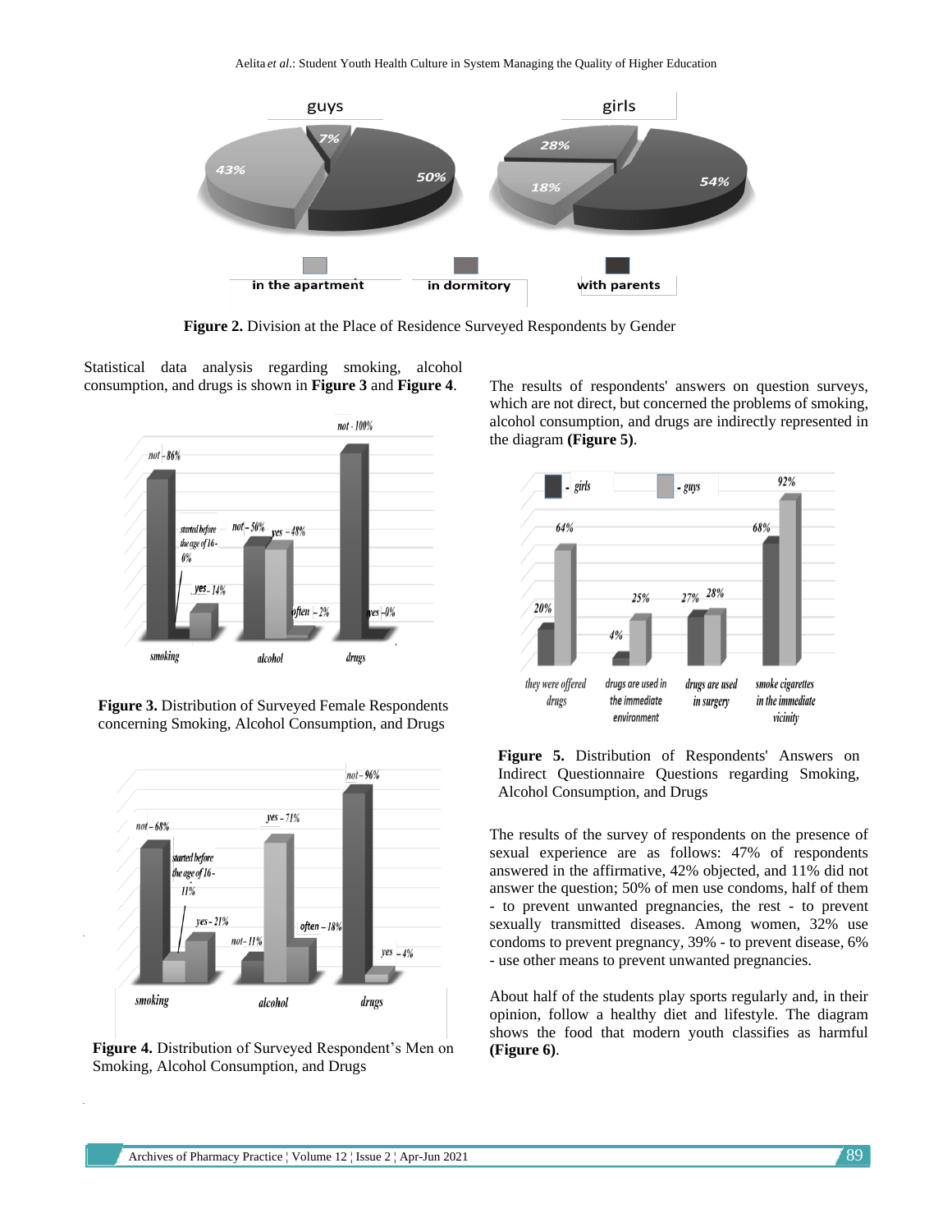Figure 2. Division at the Place of Residence Surveyed Respondents by Gender

Statistical data analysis regarding smoking, alcohol consumption, and drugs is shown in **Figure 3** and **Figure 4**.

**Figure 3.** Distribution of Surveyed Female Respondents concerning Smoking, Alcohol Consumption, and Drugs

**Figure 4.** Distribution of Surveyed Respondent's Men on Smoking, Alcohol Consumption, and Drugs

The results of respondents' answers on question surveys, which are not direct, but concerned the problems of smoking, alcohol consumption, and drugs are indirectly represented in the diagram **(Figure 5)**.

**Figure 5.** Distribution of Respondents' Answers on Indirect Questionnaire Questions regarding Smoking, Alcohol Consumption, and Drugs

The results of the survey of respondents on the presence of sexual experience are as follows: 47% of respondents answered in the affirmative, 42% objected, and 11% did not answer the question; 50% of men use condoms, half of them - to prevent unwanted pregnancies, the rest - to prevent sexually transmitted diseases. Among women, 32% use condoms to prevent pregnancy, 39% - to prevent disease, 6% - use other means to prevent unwanted pregnancies.

About half of the students play sports regularly and, in their opinion, follow a healthy diet and lifestyle. The diagram shows the food that modern youth classifies as harmful **(Figure 6)**.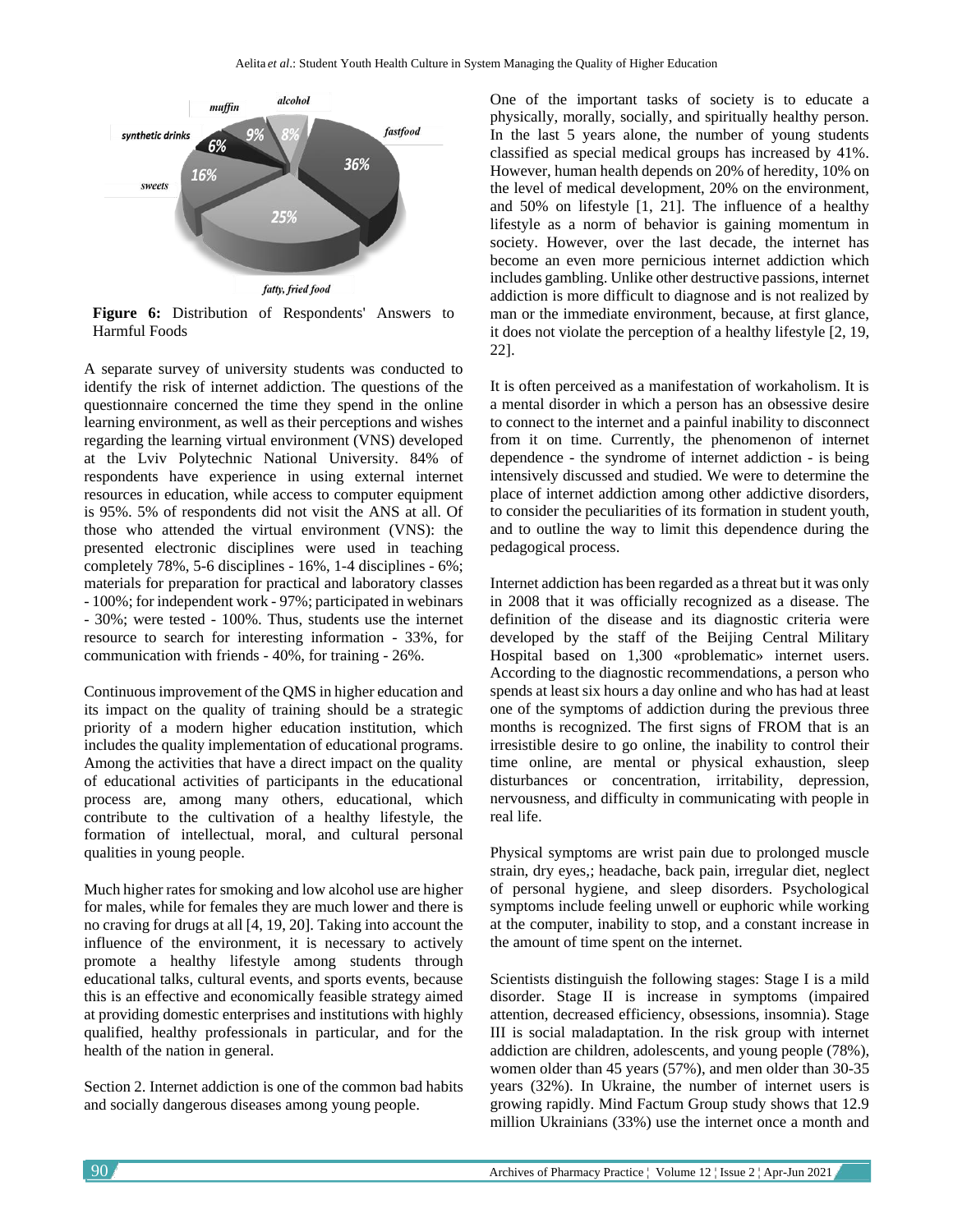**Figure 6:** Distribution of Respondents' Answers to Harmful Foods

A separate survey of university students was conducted to identify the risk of internet addiction. The questions of the questionnaire concerned the time they spend in the online learning environment, as well as their perceptions and wishes regarding the learning virtual environment (VNS) developed at the Lviv Polytechnic National University. 84% of respondents have experience in using external internet resources in education, while access to computer equipment is 95%. 5% of respondents did not visit the ANS at all. Of those who attended the virtual environment (VNS): the presented electronic disciplines were used in teaching completely 78%, 5-6 disciplines - 16%, 1-4 disciplines - 6%; materials for preparation for practical and laboratory classes - 100%; for independent work - 97%; participated in webinars - 30%; were tested - 100%. Thus, students use the internet resource to search for interesting information - 33%, for communication with friends - 40%, for training - 26%.

Continuous improvement of the QMS in higher education and its impact on the quality of training should be a strategic priority of a modern higher education institution, which includes the quality implementation of educational programs. Among the activities that have a direct impact on the quality of educational activities of participants in the educational process are, among many others, educational, which contribute to the cultivation of a healthy lifestyle, the formation of intellectual, moral, and cultural personal qualities in young people.

Much higher rates for smoking and low alcohol use are higher for males, while for females they are much lower and there is no craving for drugs at all [4, 19, 20]. Taking into account the influence of the environment, it is necessary to actively promote a healthy lifestyle among students through educational talks, cultural events, and sports events, because this is an effective and economically feasible strategy aimed at providing domestic enterprises and institutions with highly qualified, healthy professionals in particular, and for the health of the nation in general.

Section 2. Internet addiction is one of the common bad habits and socially dangerous diseases among young people.

One of the important tasks of society is to educate a physically, morally, socially, and spiritually healthy person. In the last 5 years alone, the number of young students classified as special medical groups has increased by 41%. However, human health depends on 20% of heredity, 10% on the level of medical development, 20% on the environment, and 50% on lifestyle [1, 21]. The influence of a healthy lifestyle as a norm of behavior is gaining momentum in society. However, over the last decade, the internet has become an even more pernicious internet addiction which includes gambling. Unlike other destructive passions, internet addiction is more difficult to diagnose and is not realized by man or the immediate environment, because, at first glance, it does not violate the perception of a healthy lifestyle [2, 19, 22].

It is often perceived as a manifestation of workaholism. It is a mental disorder in which a person has an obsessive desire to connect to the internet and a painful inability to disconnect from it on time. Currently, the phenomenon of internet dependence - the syndrome of internet addiction - is being intensively discussed and studied. We were to determine the place of internet addiction among other addictive disorders, to consider the peculiarities of its formation in student youth, and to outline the way to limit this dependence during the pedagogical process.

Internet addiction has been regarded as a threat but it was only in 2008 that it was officially recognized as a disease. The definition of the disease and its diagnostic criteria were developed by the staff of the Beijing Central Military Hospital based on 1,300 «problematic» internet users. According to the diagnostic recommendations, a person who spends at least six hours a day online and who has had at least one of the symptoms of addiction during the previous three months is recognized. The first signs of FROM that is an irresistible desire to go online, the inability to control their time online, are mental or physical exhaustion, sleep disturbances or concentration, irritability, depression, nervousness, and difficulty in communicating with people in real life.

Physical symptoms are wrist pain due to prolonged muscle strain, dry eyes,; headache, back pain, irregular diet, neglect of personal hygiene, and sleep disorders. Psychological symptoms include feeling unwell or euphoric while working at the computer, inability to stop, and a constant increase in the amount of time spent on the internet.

Scientists distinguish the following stages: Stage I is a mild disorder. Stage II is increase in symptoms (impaired attention, decreased efficiency, obsessions, insomnia). Stage III is social maladaptation. In the risk group with internet addiction are children, adolescents, and young people (78%), women older than 45 years (57%), and men older than 30-35 years (32%). In Ukraine, the number of internet users is growing rapidly. Mind Factum Group study shows that 12.9 million Ukrainians (33%) use the internet once a month and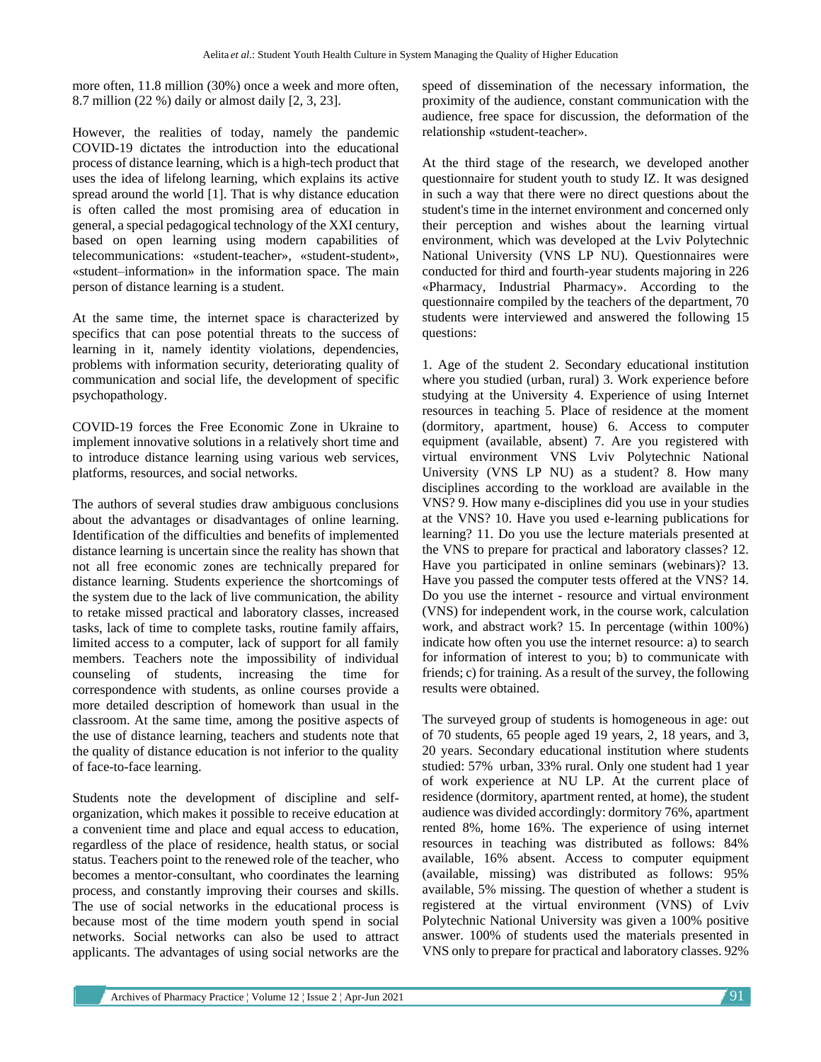more often, 11.8 million (30%) once a week and more often, 8.7 million (22 %) daily or almost daily [2, 3, 23].

However, the realities of today, namely the pandemic COVID-19 dictates the introduction into the educational process of distance learning, which is a high-tech product that uses the idea of lifelong learning, which explains its active spread around the world [1]. That is why distance education is often called the most promising area of education in general, a special pedagogical technology of the XXI century, based on open learning using modern capabilities of telecommunications: «student-teacher», «student-student», «student–information» in the information space. The main person of distance learning is a student.

At the same time, the internet space is characterized by specifics that can pose potential threats to the success of learning in it, namely identity violations, dependencies, problems with information security, deteriorating quality of communication and social life, the development of specific psychopathology.

COVID-19 forces the Free Economic Zone in Ukraine to implement innovative solutions in a relatively short time and to introduce distance learning using various web services, platforms, resources, and social networks.

The authors of several studies draw ambiguous conclusions about the advantages or disadvantages of online learning. Identification of the difficulties and benefits of implemented distance learning is uncertain since the reality has shown that not all free economic zones are technically prepared for distance learning. Students experience the shortcomings of the system due to the lack of live communication, the ability to retake missed practical and laboratory classes, increased tasks, lack of time to complete tasks, routine family affairs, limited access to a computer, lack of support for all family members. Teachers note the impossibility of individual counseling of students, increasing the time for correspondence with students, as online courses provide a more detailed description of homework than usual in the classroom. At the same time, among the positive aspects of the use of distance learning, teachers and students note that the quality of distance education is not inferior to the quality of face-to-face learning.

Students note the development of discipline and self-organization, which makes it possible to receive education at a convenient time and place and equal access to education, regardless of the place of residence, health status, or social status. Teachers point to the renewed role of the teacher, who becomes a mentor-consultant, who coordinates the learning process, and constantly improving their courses and skills. The use of social networks in the educational process is because most of the time modern youth spend in social networks. Social networks can also be used to attract applicants. The advantages of using social networks are the speed of dissemination of the necessary information, the proximity of the audience, constant communication with the audience, free space for discussion, the deformation of the relationship «student-teacher».

At the third stage of the research, we developed another questionnaire for student youth to study IZ. It was designed in such a way that there were no direct questions about the student's time in the internet environment and concerned only their perception and wishes about the learning virtual environment, which was developed at the Lviv Polytechnic National University (VNS LP NU). Questionnaires were conducted for third and fourth-year students majoring in 226 «Pharmacy, Industrial Pharmacy». According to the questionnaire compiled by the teachers of the department, 70 students were interviewed and answered the following 15 questions:

1. Age of the student 2. Secondary educational institution where you studied (urban, rural) 3. Work experience before studying at the University 4. Experience of using Internet resources in teaching 5. Place of residence at the moment (dormitory, apartment, house) 6. Access to computer equipment (available, absent) 7. Are you registered with virtual environment VNS Lviv Polytechnic National University (VNS LP NU) as a student? 8. How many disciplines according to the workload are available in the VNS? 9. How many e-disciplines did you use in your studies at the VNS? 10. Have you used e-learning publications for learning? 11. Do you use the lecture materials presented at the VNS to prepare for practical and laboratory classes? 12. Have you participated in online seminars (webinars)? 13. Have you passed the computer tests offered at the VNS? 14. Do you use the internet - resource and virtual environment (VNS) for independent work, in the course work, calculation work, and abstract work? 15. In percentage (within 100%) indicate how often you use the internet resource: a) to search for information of interest to you; b) to communicate with friends; c) for training. As a result of the survey, the following results were obtained.

The surveyed group of students is homogeneous in age: out of 70 students, 65 people aged 19 years, 2, 18 years, and 3, 20 years. Secondary educational institution where students studied: 57% urban, 33% rural. Only one student had 1 year of work experience at NU LP. At the current place of residence (dormitory, apartment rented, at home), the student audience was divided accordingly: dormitory 76%, apartment rented 8%, home 16%. The experience of using internet resources in teaching was distributed as follows: 84% available, 16% absent. Access to computer equipment (available, missing) was distributed as follows: 95% available, 5% missing. The question of whether a student is registered at the virtual environment (VNS) of Lviv Polytechnic National University was given a 100% positive answer. 100% of students used the materials presented in VNS only to prepare for practical and laboratory classes. 92%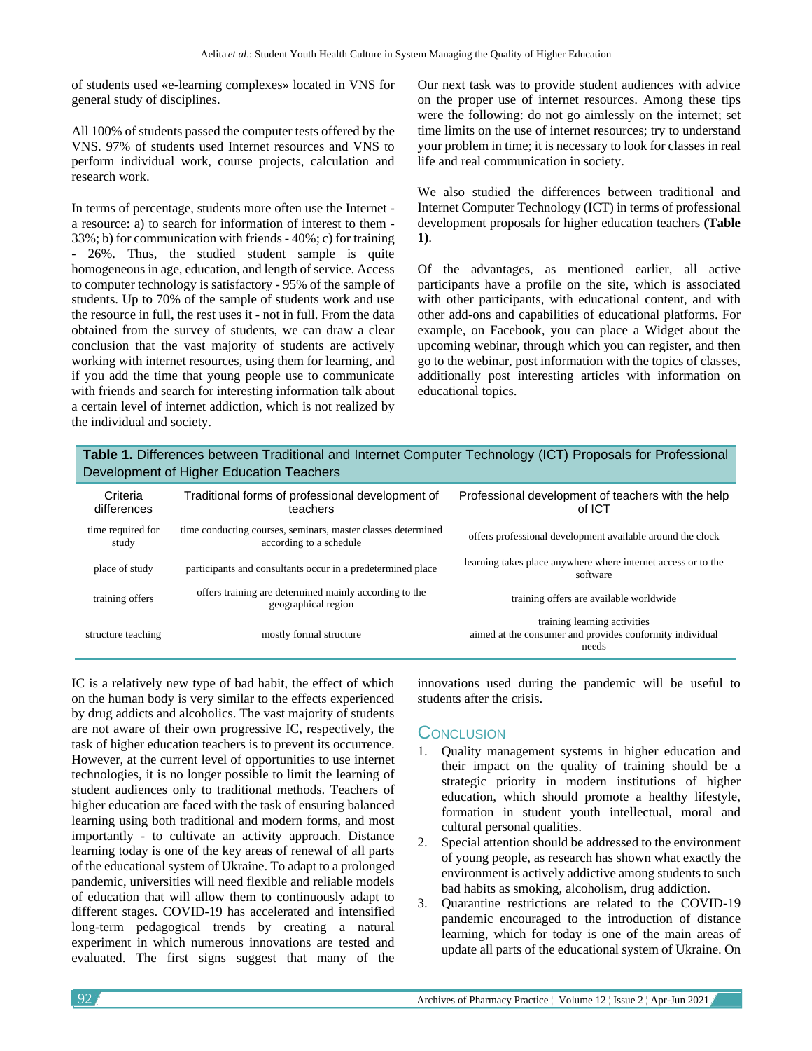of students used «e-learning complexes» located in VNS for general study of disciplines.

All 100% of students passed the computer tests offered by the VNS. 97% of students used Internet resources and VNS to perform individual work, course projects, calculation and research work.

In terms of percentage, students more often use the Internet - a resource: a) to search for information of interest to them - 33%; b) for communication with friends - 40%; c) for training - 26%. Thus, the studied student sample is quite homogeneous in age, education, and length of service. Access to computer technology is satisfactory - 95% of the sample of students. Up to 70% of the sample of students work and use the resource in full, the rest uses it - not in full. From the data obtained from the survey of students, we can draw a clear conclusion that the vast majority of students are actively working with internet resources, using them for learning, and if you add the time that young people use to communicate with friends and search for interesting information talk about a certain level of internet addiction, which is not realized by the individual and society.

Our next task was to provide student audiences with advice on the proper use of internet resources. Among these tips were the following: do not go aimlessly on the internet; set time limits on the use of internet resources; try to understand your problem in time; it is necessary to look for classes in real life and real communication in society.

We also studied the differences between traditional and Internet Computer Technology (ICT) in terms of professional development proposals for higher education teachers **(Table 1)**.

Of the advantages, as mentioned earlier, all active participants have a profile on the site, which is associated with other participants, with educational content, and with other add-ons and capabilities of educational platforms. For example, on Facebook, you can place a Widget about the upcoming webinar, through which you can register, and then go to the webinar, post information with the topics of classes, additionally post interesting articles with information on educational topics.

**Table 1.** Differences between Traditional and Internet Computer Technology (ICT) Proposals for Professional Development of Higher Education Teachers

| Criteria differences | Traditional forms of professional development of teachers | Professional development of teachers with the help of ICT |
|---|---|---|
| time required for study | time conducting courses, seminars, master classes determined according to a schedule | offers professional development available around the clock |
| place of study | participants and consultants occur in a predetermined place | learning takes place anywhere where internet access or to the software |
| training offers | offers training are determined mainly according to the geographical region | training offers are available worldwide |
| structure teaching | mostly formal structure | training learning activities aimed at the consumer and provides conformity individual needs |

IC is a relatively new type of bad habit, the effect of which on the human body is very similar to the effects experienced by drug addicts and alcoholics. The vast majority of students are not aware of their own progressive IC, respectively, the task of higher education teachers is to prevent its occurrence. However, at the current level of opportunities to use internet technologies, it is no longer possible to limit the learning of student audiences only to traditional methods. Teachers of higher education are faced with the task of ensuring balanced learning using both traditional and modern forms, and most importantly - to cultivate an activity approach. Distance learning today is one of the key areas of renewal of all parts of the educational system of Ukraine. To adapt to a prolonged pandemic, universities will need flexible and reliable models of education that will allow them to continuously adapt to different stages. COVID-19 has accelerated and intensified long-term pedagogical trends by creating a natural experiment in which numerous innovations are tested and evaluated. The first signs suggest that many of the innovations used during the pandemic will be useful to students after the crisis.

## Conclusion

1. Quality management systems in higher education and their impact on the quality of training should be a strategic priority in modern institutions of higher education, which should promote a healthy lifestyle, formation in student youth intellectual, moral and cultural personal qualities.
2. Special attention should be addressed to the environment of young people, as research has shown what exactly the environment is actively addictive among students to such bad habits as smoking, alcoholism, drug addiction.
3. Quarantine restrictions are related to the COVID-19 pandemic encouraged to the introduction of distance learning, which for today is one of the main areas of update all parts of the educational system of Ukraine. On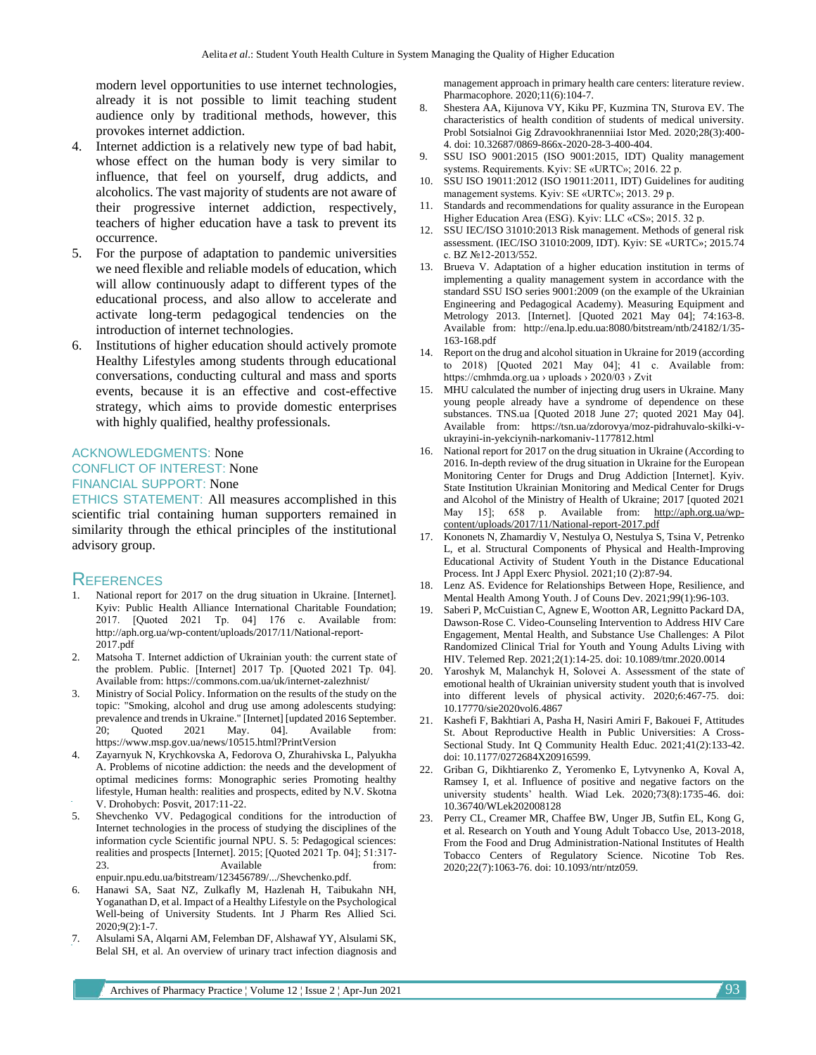modern level opportunities to use internet technologies, already it is not possible to limit teaching student audience only by traditional methods, however, this provokes internet addiction.

4. Internet addiction is a relatively new type of bad habit, whose effect on the human body is very similar to influence, that feel on yourself, drug addicts, and alcoholics. The vast majority of students are not aware of their progressive internet addiction, respectively, teachers of higher education have a task to prevent its occurrence.
5. For the purpose of adaptation to pandemic universities we need flexible and reliable models of education, which will allow continuously adapt to different types of the educational process, and also allow to accelerate and activate long-term pedagogical tendencies on the introduction of internet technologies.
6. Institutions of higher education should actively promote Healthy Lifestyles among students through educational conversations, conducting cultural and mass and sports events, because it is an effective and cost-effective strategy, which aims to provide domestic enterprises with highly qualified, healthy professionals.

ACKNOWLEDGMENTS: None

CONFLICT OF INTEREST: None

FINANCIAL SUPPORT: None

ETHICS STATEMENT: All measures accomplished in this scientific trial containing human supporters remained in similarity through the ethical principles of the institutional advisory group.

## References

1. National report for 2017 on the drug situation in Ukraine. [Internet]. Kyiv: Public Health Alliance International Charitable Foundation; 2017. [Quoted 2021 Tp. 04] 176 c. Available from: http://aph.org.ua/wp-content/uploads/2017/11/National-report-2017.pdf
2. Matsoha T. Internet addiction of Ukrainian youth: the current state of the problem. Public. [Internet] 2017 Tp. [Quoted 2021 Tp. 04]. Available from: https://commons.com.ua/uk/internet-zalezhnist/
3. Ministry of Social Policy. Information on the results of the study on the topic: "Smoking, alcohol and drug use among adolescents studying: prevalence and trends in Ukraine." [Internet] [updated 2016 September. 20; Quoted 2021 May. 04]. Available from: https://www.msp.gov.ua/news/10515.html?PrintVersion
4. Zayarnyuk N, Krychkovska A, Fedorova O, Zhurahivska L, Palyukha A. Problems of nicotine addiction: the needs and the development of optimal medicines forms: Monographic series Promoting healthy lifestyle, Human health: realities and prospects, edited by N.V. Skotna V. Drohobych: Posvit, 2017:11-22.
5. Shevchenko VV. Pedagogical conditions for the introduction of Internet technologies in the process of studying the disciplines of the information cycle Scientific journal NPU. S. 5: Pedagogical sciences: realities and prospects [Internet]. 2015; [Quoted 2021 Tp. 04]; 51:317-23. Available from: enpuir.npu.edu.ua/bitstream/123456789/.../Shevchenko.pdf.
6. Hanawi SA, Saat NZ, Zulkafly M, Hazlenah H, Taibukahn NH, Yoganathan D, et al. Impact of a Healthy Lifestyle on the Psychological Well-being of University Students. Int J Pharm Res Allied Sci. 2020;9(2):1-7.
7. Alsulami SA, Alqarni AM, Felemban DF, Alshawaf YY, Alsulami SK, Belal SH, et al. An overview of urinary tract infection diagnosis and management approach in primary health care centers: literature review. Pharmacophore. 2020;11(6):104-7.
8. Shestera AA, Kijunova VY, Kiku PF, Kuzmina TN, Sturova EV. The characteristics of health condition of students of medical university. Probl Sotsialnoi Gig Zdravookhranenniiai Istor Med. 2020;28(3):400-4. doi: 10.32687/0869-866x-2020-28-3-400-404.
9. SSU ISO 9001:2015 (ISO 9001:2015, IDT) Quality management systems. Requirements. Kyiv: SE «URTC»; 2016. 22 p.
10. SSU ISO 19011:2012 (ISO 19011:2011, IDT) Guidelines for auditing management systems. Kyiv: SE «URTC»; 2013. 29 p.
11. Standards and recommendations for quality assurance in the European Higher Education Area (ESG). Kyiv: LLC «CS»; 2015. 32 p.
12. SSU IEC/ISO 31010:2013 Risk management. Methods of general risk assessment. (IEC/ISO 31010:2009, IDT). Kyiv: SE «URTC»; 2015.74 c. BZ №12-2013/552.
13. Brueva V. Adaptation of a higher education institution in terms of implementing a quality management system in accordance with the standard SSU ISO series 9001:2009 (on the example of the Ukrainian Engineering and Pedagogical Academy). Measuring Equipment and Metrology 2013. [Internet]. [Quoted 2021 May 04]; 74:163-8. Available from: http://ena.lp.edu.ua:8080/bitstream/ntb/24182/1/35-163-168.pdf
14. Report on the drug and alcohol situation in Ukraine for 2019 (according to 2018) [Quoted 2021 May 04]; 41 c. Available from: https://cmhmda.org.ua › uploads › 2020/03 › Zvit
15. MHU calculated the number of injecting drug users in Ukraine. Many young people already have a syndrome of dependence on these substances. TNS.ua [Quoted 2018 June 27; quoted 2021 May 04]. Available from: https://tsn.ua/zdorovya/moz-pidrahuvalo-skilki-v-ukrayini-in-yekciynih-narkomaniv-1177812.html
16. National report for 2017 on the drug situation in Ukraine (According to 2016. In-depth review of the drug situation in Ukraine for the European Monitoring Center for Drugs and Drug Addiction [Internet]. Kyiv. State Institution Ukrainian Monitoring and Medical Center for Drugs and Alcohol of the Ministry of Health of Ukraine; 2017 [quoted 2021 May 15]; 658 p. Available from: http://aph.org.ua/wp-content/uploads/2017/11/National-report-2017.pdf
17. Kononets N, Zhamardiy V, Nestulya O, Nestulya S, Tsina V, Petrenko L, et al. Structural Components of Physical and Health-Improving Educational Activity of Student Youth in the Distance Educational Process. Int J Appl Exerc Physiol. 2021;10 (2):87-94.
18. Lenz AS. Evidence for Relationships Between Hope, Resilience, and Mental Health Among Youth. J of Couns Dev. 2021;99(1):96-103.
19. Saberi P, McCuistian C, Agnew E, Wootton AR, Legnitto Packard DA, Dawson-Rose C. Video-Counseling Intervention to Address HIV Care Engagement, Mental Health, and Substance Use Challenges: A Pilot Randomized Clinical Trial for Youth and Young Adults Living with HIV. Telemed Rep. 2021;2(1):14-25. doi: 10.1089/tmr.2020.0014
20. Yaroshyk M, Malanchyk H, Solovei A. Assessment of the state of emotional health of Ukrainian university student youth that is involved into different levels of physical activity. 2020;6:467-75. doi: 10.17770/sie2020vol6.4867
21. Kashefi F, Bakhtiari A, Pasha H, Nasiri Amiri F, Bakouei F, Attitudes St. About Reproductive Health in Public Universities: A Cross-Sectional Study. Int Q Community Health Educ. 2021;41(2):133-42. doi: 10.1177/0272684X20916599.
22. Griban G, Dikhtiarenko Z, Yeromenko E, Lytvynenko A, Koval A, Ramsey I, et al. Influence of positive and negative factors on the university students' health. Wiad Lek. 2020;73(8):1735-46. doi: 10.36740/WLek202008128
23. Perry CL, Creamer MR, Chaffee BW, Unger JB, Sutfin EL, Kong G, et al. Research on Youth and Young Adult Tobacco Use, 2013-2018, From the Food and Drug Administration-National Institutes of Health Tobacco Centers of Regulatory Science. Nicotine Tob Res. 2020;22(7):1063-76. doi: 10.1093/ntr/ntz059.